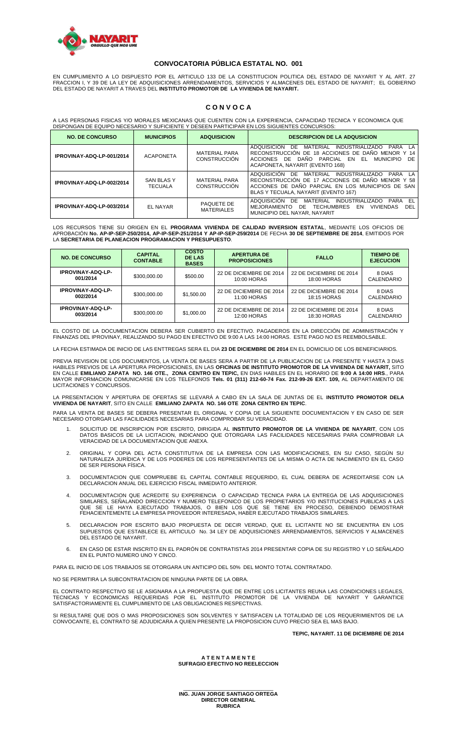# CONVOCATORIA PÚBLICA ESTATAL NO. 001

EN CUMPLIMIENTO A LO DISPUESTO POR EL ARTICULO 133 DE LA CONSTITUCION POLITICA DEL ESTADO DE NAYARIT Y AL ART. 27 FRACCION I, Y 39 DE LA LEY DE ADQUISICIONES ARRENDAMIENTOS, SERVICIOS Y ALMACENES DEL ESTADO DE NAYARIT; EL GOBIERNO DEL ESTADO DE NAYARIT A TRAVES DEL **INSTITUTO PROMOTOR DE LA VIVIENDA DE NAYARIT.**

## C O N V O C A

A LAS PERSONAS FISICAS Y/O MORALES MEXICANAS QUE CUENTEN CON LA EXPERIENCIA, CAPACIDAD TECNICA Y ECONOMICA QUE DISPONGAN DE EQUIPO NECESARIO Y SUFICIENTE Y DESEEN PARTICIPAR EN LOS SIGUIENTES CONCURSOS:

| NO. DE CONCURSO | MUNICIPIOS | ADQUISICION | DESCRIPCION DE LA ADQUSICION |
|---|---|---|---|
| IPROVINAY-ADQ-LP-001/2014 | ACAPONETA | MATERIAL PARA CONSTRUCCIÓN | ADQUISICIÓN DE MATERIAL INDUSTRIALIZADO PARA LA RECONSTRUCCIÓN DE 18 ACCIONES DE DAÑO MENOR Y 14 ACCIONES DE DAÑO PARCIAL EN EL MUNICIPIO DE ACAPONETA, NAYARIT (EVENTO 168) |
| IPROVINAY-ADQ-LP-002/2014 | SAN BLAS Y TECUALA | MATERIAL PARA CONSTRUCCIÓN | ADQUISICIÓN DE MATERIAL INDUSTRIALIZADO PARA LA RECONSTRUCCIÓN DE 17 ACCIONES DE DAÑO MENOR Y 58 ACCIONES DE DAÑO PARCIAL EN LOS MUNICIPIOS DE SAN BLAS Y TECUALA, NAYARIT (EVENTO 167) |
| IPROVINAY-ADQ-LP-003/2014 | EL NAYAR | PAQUETE DE MATERIALES | ADQUISICIÓN DE MATERIAL INDUSTRIALIZADO PARA EL MEJORAMIENTO DE TECHUMBRES EN VIVIENDAS DEL MUNICIPIO DEL NAYAR, NAYARIT |

LOS RECURSOS TIENE SU ORIGEN EN EL **PROGRAMA VIVIENDA DE CALIDAD INVERSION ESTATAL**, MEDIANTE LOS OFICIOS DE APROBACIÓN **No. AP-IP-SEP-250/2014, AP-IP-SEP-251/2014 Y AP-IP-SEP-259/2014** DE FECHA **30 DE SEPTIEMBRE DE 2014**, EMITIDOS POR LA **SECRETARIA DE PLANEACION PROGRAMACION Y PRESUPUESTO**.

| NO. DE CONCURSO | CAPITAL CONTABLE | COSTO DE LAS BASES | APERTURA DE PROPOSICIONES | FALLO | TIEMPO DE EJECUCION |
|---|---|---|---|---|---|
| IPROVINAY-ADQ-LP-001/2014 | $300,000.00 | $500.00 | 22 DE DICIEMBRE DE 2014 10:00 HORAS | 22 DE DICIEMBRE DE 2014 18:00 HORAS | 8 DIAS CALENDARIO |
| IPROVINAY-ADQ-LP-002/2014 | $300,000.00 | $1,500.00 | 22 DE DICIEMBRE DE 2014 11:00 HORAS | 22 DE DICIEMBRE DE 2014 18:15 HORAS | 8 DIAS CALENDARIO |
| IPROVINAY-ADQ-LP-003/2014 | $300,000.00 | $1,000.00 | 22 DE DICIEMBRE DE 2014 12:00 HORAS | 22 DE DICIEMBRE DE 2014 18:30 HORAS | 8 DIAS CALENDARIO |

EL COSTO DE LA DOCUMENTACION DEBERA SER CUBIERTO EN EFECTIVO. PAGADEROS EN LA DIRECCIÓN DE ADMINISTRACIÓN Y FINANZAS DEL IPROVINAY, REALIZANDO SU PAGO EN EFECTIVO DE 9:00 A LAS 14:00 HORAS. ESTE PAGO NO ES REEMBOLSABLE.

LA FECHA ESTIMADA DE INICIO DE LAS ENTTREGAS SERA EL DIA **23 DE DICIEMBRE DE 2014** EN EL DOMICILIO DE LOS BENEFICIARIOS.

PREVIA REVISION DE LOS DOCUMENTOS, LA VENTA DE BASES SERA A PARTIR DE LA PUBLICACION DE LA PRESENTE Y HASTA 3 DIAS HABILES PREVIOS DE LA APERTURA PROPOSICIONES, EN LAS **OFICINAS DE INSTITUTO PROMOTOR DE LA VIVIENDA DE NAYARIT,** SITO EN CALLE **EMILIANO ZAPATA NO. 146 OTE., ZONA CENTRO EN TEPIC,** EN DIAS HABILES EN EL HORARIO DE **9:00 A 14:00 HRS**., PARA MAYOR INFORMACION COMUNICARSE EN LOS TELEFONOS **Tels. 01 (311) 212-60-74 Fax. 212-99-26 EXT. 109,** AL DEPARTAMENTO DE LICITACIONES Y CONCURSOS.

LA PRESENTACION Y APERTURA DE OFERTAS SE LLEVARÁ A CABO EN LA SALA DE JUNTAS DE EL **INSTITUTO PROMOTOR DELA VIVIENDA DE NAYARIT**, SITO EN CALLE **EMILIANO ZAPATA NO. 146 OTE ZONA CENTRO EN TEPIC**.

PARA LA VENTA DE BASES SE DEBERA PRESENTAR EL ORIGINAL Y COPIA DE LA SIGUIENTE DOCUMENTACION Y EN CASO DE SER NECESARIO OTORGAR LAS FACILIDADES NECESARIAS PARA COMPROBAR SU VERACIDAD.

1. SOLICITUD DE INSCRIPCION POR ESCRITO, DIRIGIDA AL **INSTITUTO PROMOTOR DE LA VIVIENDA DE NAYARIT**, CON LOS DATOS BASICOS DE LA LICITACION, INDICANDO QUE OTORGARA LAS FACILIDADES NECESARIAS PARA COMPROBAR LA VERACIDAD DE LA DOCUMENTACION QUE ANEXA.
2. ORIGINAL Y COPIA DEL ACTA CONSTITUTIVA DE LA EMPRESA CON LAS MODIFICACIONES, EN SU CASO, SEGÚN SU NATURALEZA JURÍDICA Y DE LOS PODERES DE LOS REPRESENTANTES DE LA MISMA O ACTA DE NACIMIENTO EN EL CASO DE SER PERSONA FÍSICA.
3. DOCUMENTACION QUE COMPRUEBE EL CAPITAL CONTABLE REQUERIDO, EL CUAL DEBERA DE ACREDITARSE CON LA DECLARACION ANUAL DEL EJERCICIO FISCAL INMEDIATO ANTERIOR.
4. DOCUMENTACION QUE ACREDITE SU EXPERIENCIA O CAPACIDAD TECNICA PARA LA ENTREGA DE LAS ADQUISICIONES SIMILARES, SEÑALANDO DIRECCION Y NUMERO TELEFONICO DE LOS PROPIETARIOS Y/O INSTITUCIONES PUBLICAS A LAS QUE SE LE HAYA EJECUTADO TRABAJOS, O BIEN LOS QUE SE TIENE EN PROCESO, DEBIENDO DEMOSTRAR FEHACIENTEMENTE LA EMPRESA PROVEEDOR INTERESADA, HABER EJECUTADO TRABAJOS SIMILARES.
5. DECLARACION POR ESCRITO BAJO PROPUESTA DE DECIR VERDAD, QUE EL LICITANTE NO SE ENCUENTRA EN LOS SUPUESTOS QUE ESTABLECE EL ARTICULO No. 34 LEY DE ADQUISICIONES ARRENDAMIENTOS, SERVICIOS Y ALMACENES DEL ESTADO DE NAYARIT.
6. EN CASO DE ESTAR INSCRITO EN EL PADRÓN DE CONTRATISTAS 2014 PRESENTAR COPIA DE SU REGISTRO Y LO SEÑALADO EN EL PUNTO NUMERO UNO Y CINCO.

PARA EL INICIO DE LOS TRABAJOS SE OTORGARA UN ANTICIPO DEL 50% DEL MONTO TOTAL CONTRATADO.

NO SE PERMITIRA LA SUBCONTRATACION DE NINGUNA PARTE DE LA OBRA.

EL CONTRATO RESPECTIVO SE LE ASIGNARA A LA PROPUESTA QUE DE ENTRE LOS LICITANTES REUNA LAS CONDICIONES LEGALES, TECNICAS Y ECONOMICAS REQUERIDAS POR EL INSTITUTO PROMOTOR DE LA VIVIENDA DE NAYARIT Y GARANTICE SATISFACTORIAMENTE EL CUMPLIMIENTO DE LAS OBLIGACIONES RESPECTIVAS.

SI RESULTARE QUE DOS O MAS PROPOSICIONES SON SOLVENTES Y SATISFACEN LA TOTALIDAD DE LOS REQUERIMIENTOS DE LA CONVOCANTE, EL CONTRATO SE ADJUDICARA A QUIEN PRESENTE LA PROPOSICION CUYO PRECIO SEA EL MAS BAJO.

**TEPIC, NAYARIT. 11 DE DICIEMBRE DE 2014**

**A T E N T A M E N T E**
**SUFRAGIO EFECTIVO NO REELECCION**

**ING. JUAN JORGE SANTIAGO ORTEGA**
**DIRECTOR GENERAL**
**RUBRICA**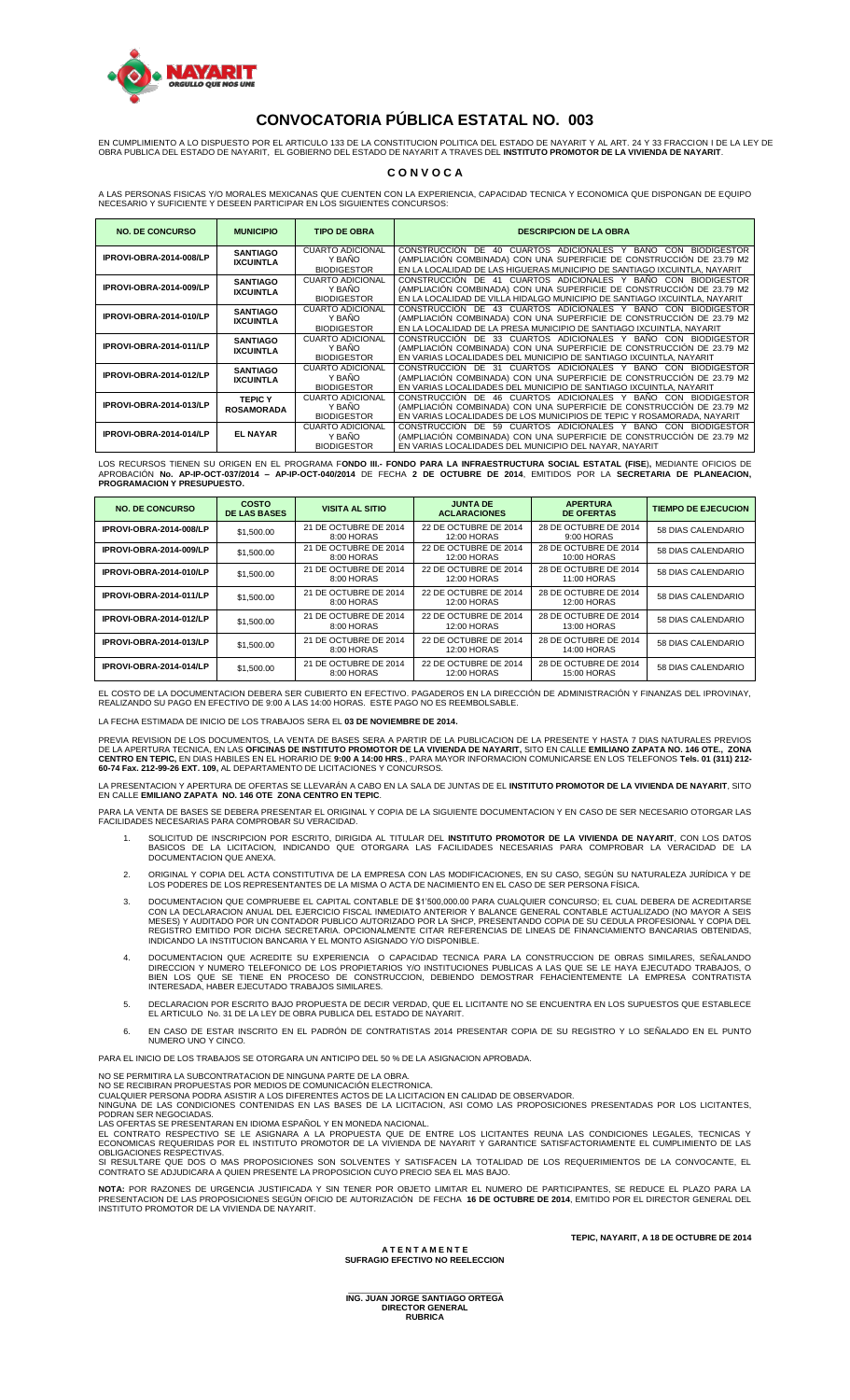# CONVOCATORIA PÚBLICA ESTATAL NO. 003

EN CUMPLIMIENTO A LO DISPUESTO POR EL ARTICULO 133 DE LA CONSTITUCION POLITICA DEL ESTADO DE NAYARIT Y AL ART. 24 Y 33 FRACCION I DE LA LEY DE OBRA PUBLICA DEL ESTADO DE NAYARIT, EL GOBIERNO DEL ESTADO DE NAYARIT A TRAVES DEL **INSTITUTO PROMOTOR DE LA VIVIENDA DE NAYARIT**.

## C O N V O C A

A LAS PERSONAS FISICAS Y/O MORALES MEXICANAS QUE CUENTEN CON LA EXPERIENCIA, CAPACIDAD TECNICA Y ECONOMICA QUE DISPONGAN DE EQUIPO NECESARIO Y SUFICIENTE Y DESEEN PARTICIPAR EN LOS SIGUIENTES CONCURSOS:

| NO. DE CONCURSO | MUNICIPIO | TIPO DE OBRA | DESCRIPCION DE LA OBRA |
|---|---|---|---|
| IPROVI-OBRA-2014-008/LP | SANTIAGO IXCUINTLA | CUARTO ADICIONAL Y BAÑO BIODIGESTOR | CONSTRUCCION DE 40 CUARTOS ADICIONALES Y BAÑO CON BIODIGESTOR (AMPLIACIÓN COMBINADA) CON UNA SUPERFICIE DE CONSTRUCCIÓN DE 23.79 M2 EN LA LOCALIDAD DE LAS HIGUERAS MUNICIPIO DE SANTIAGO IXCUINTLA, NAYARIT |
| IPROVI-OBRA-2014-009/LP | SANTIAGO IXCUINTLA | CUARTO ADICIONAL Y BAÑO BIODIGESTOR | CONSTRUCCIÓN DE 41 CUARTOS ADICIONALES Y BAÑO CON BIODIGESTOR (AMPLIACIÓN COMBINADA) CON UNA SUPERFICIE DE CONSTRUCCIÓN DE 23.79 M2 EN LA LOCALIDAD DE VILLA HIDALGO MUNICIPIO DE SANTIAGO IXCUINTLA, NAYARIT |
| IPROVI-OBRA-2014-010/LP | SANTIAGO IXCUINTLA | CUARTO ADICIONAL Y BAÑO BIODIGESTOR | CONSTRUCCION DE 43 CUARTOS ADICIONALES Y BAÑO CON BIODIGESTOR (AMPLIACIÓN COMBINADA) CON UNA SUPERFICIE DE CONSTRUCCIÓN DE 23.79 M2 EN LA LOCALIDAD DE LA PRESA MUNICIPIO DE SANTIAGO IXCUINTLA, NAYARIT |
| IPROVI-OBRA-2014-011/LP | SANTIAGO IXCUINTLA | CUARTO ADICIONAL Y BAÑO BIODIGESTOR | CONSTRUCCIÓN DE 33 CUARTOS ADICIONALES Y BAÑO CON BIODIGESTOR (AMPLIACIÓN COMBINADA) CON UNA SUPERFICIE DE CONSTRUCCIÓN DE 23.79 M2 EN VARIAS LOCALIDADES DEL MUNICIPIO DE SANTIAGO IXCUINTLA, NAYARIT |
| IPROVI-OBRA-2014-012/LP | SANTIAGO IXCUINTLA | CUARTO ADICIONAL Y BAÑO BIODIGESTOR | CONSTRUCCIÓN DE 31 CUARTOS ADICIONALES Y BAÑO CON BIODIGESTOR (AMPLIACIÓN COMBINADA) CON UNA SUPERFICIE DE CONSTRUCCIÓN DE 23.79 M2 EN VARIAS LOCALIDADES DEL MUNICIPIO DE SANTIAGO IXCUINTLA, NAYARIT |
| IPROVI-OBRA-2014-013/LP | TEPIC Y ROSAMORADA | CUARTO ADICIONAL Y BAÑO BIODIGESTOR | CONSTRUCCIÓN DE 46 CUARTOS ADICIONALES Y BAÑO CON BIODIGESTOR (AMPLIACIÓN COMBINADA) CON UNA SUPERFICIE DE CONSTRUCCIÓN DE 23.79 M2 EN VARIAS LOCALIDADES DE LOS MUNICIPIOS DE TEPIC Y ROSAMORADA, NAYARIT |
| IPROVI-OBRA-2014-014/LP | EL NAYAR | CUARTO ADICIONAL Y BAÑO BIODIGESTOR | CONSTRUCCION DE 59 CUARTOS ADICIONALES Y BAÑO CON BIODIGESTOR (AMPLIACIÓN COMBINADA) CON UNA SUPERFICIE DE CONSTRUCCIÓN DE 23.79 M2 EN VARIAS LOCALIDADES DEL MUNICIPIO DEL NAYAR, NAYARIT |

LOS RECURSOS TIENEN SU ORIGEN EN EL PROGRAMA F**ONDO III.- FONDO PARA LA INFRAESTRUCTURA SOCIAL ESTATAL (FISE**), MEDIANTE OFICIOS DE APROBACIÓN **No. AP-IP-OCT-037/2014 – AP-IP-OCT-040/2014** DE FECHA **2 DE OCTUBRE DE 2014**, EMITIDOS POR LA **SECRETARIA DE PLANEACION, PROGRAMACION Y PRESUPUESTO.**

| NO. DE CONCURSO | COSTO DE LAS BASES | VISITA AL SITIO | JUNTA DE ACLARACIONES | APERTURA DE OFERTAS | TIEMPO DE EJECUCION |
|---|---|---|---|---|---|
| IPROVI-OBRA-2014-008/LP | $1,500.00 | 21 DE OCTUBRE DE 2014 8:00 HORAS | 22 DE OCTUBRE DE 2014 12:00 HORAS | 28 DE OCTUBRE DE 2014 9:00 HORAS | 58 DIAS CALENDARIO |
| IPROVI-OBRA-2014-009/LP | $1,500.00 | 21 DE OCTUBRE DE 2014 8:00 HORAS | 22 DE OCTUBRE DE 2014 12:00 HORAS | 28 DE OCTUBRE DE 2014 10:00 HORAS | 58 DIAS CALENDARIO |
| IPROVI-OBRA-2014-010/LP | $1,500.00 | 21 DE OCTUBRE DE 2014 8:00 HORAS | 22 DE OCTUBRE DE 2014 12:00 HORAS | 28 DE OCTUBRE DE 2014 11:00 HORAS | 58 DIAS CALENDARIO |
| IPROVI-OBRA-2014-011/LP | $1,500.00 | 21 DE OCTUBRE DE 2014 8:00 HORAS | 22 DE OCTUBRE DE 2014 12:00 HORAS | 28 DE OCTUBRE DE 2014 12:00 HORAS | 58 DIAS CALENDARIO |
| IPROVI-OBRA-2014-012/LP | $1,500.00 | 21 DE OCTUBRE DE 2014 8:00 HORAS | 22 DE OCTUBRE DE 2014 12:00 HORAS | 28 DE OCTUBRE DE 2014 13:00 HORAS | 58 DIAS CALENDARIO |
| IPROVI-OBRA-2014-013/LP | $1,500.00 | 21 DE OCTUBRE DE 2014 8:00 HORAS | 22 DE OCTUBRE DE 2014 12:00 HORAS | 28 DE OCTUBRE DE 2014 14:00 HORAS | 58 DIAS CALENDARIO |
| IPROVI-OBRA-2014-014/LP | $1,500.00 | 21 DE OCTUBRE DE 2014 8:00 HORAS | 22 DE OCTUBRE DE 2014 12:00 HORAS | 28 DE OCTUBRE DE 2014 15:00 HORAS | 58 DIAS CALENDARIO |

EL COSTO DE LA DOCUMENTACION DEBERA SER CUBIERTO EN EFECTIVO. PAGADEROS EN LA DIRECCIÓN DE ADMINISTRACIÓN Y FINANZAS DEL IPROVINAY, REALIZANDO SU PAGO EN EFECTIVO DE 9:00 A LAS 14:00 HORAS. ESTE PAGO NO ES REEMBOLSABLE.

LA FECHA ESTIMADA DE INICIO DE LOS TRABAJOS SERA EL **03 DE NOVIEMBRE DE 2014.**

PREVIA REVISION DE LOS DOCUMENTOS, LA VENTA DE BASES SERA A PARTIR DE LA PUBLICACION DE LA PRESENTE Y HASTA 7 DIAS NATURALES PREVIOS DE LA APERTURA TECNICA, EN LAS **OFICINAS DE INSTITUTO PROMOTOR DE LA VIVIENDA DE NAYARIT,** SITO EN CALLE **EMILIANO ZAPATA NO. 146 OTE., ZONA CENTRO EN TEPIC,** EN DIAS HABILES EN EL HORARIO DE **9:00 A 14:00 HRS**., PARA MAYOR INFORMACION COMUNICARSE EN LOS TELEFONOS **Tels. 01 (311) 212-60-74 Fax. 212-99-26 EXT. 109,** AL DEPARTAMENTO DE LICITACIONES Y CONCURSOS.

LA PRESENTACION Y APERTURA DE OFERTAS SE LLEVARÁN A CABO EN LA SALA DE JUNTAS DE EL **INSTITUTO PROMOTOR DE LA VIVIENDA DE NAYARIT**, SITO EN CALLE **EMILIANO ZAPATA NO. 146 OTE ZONA CENTRO EN TEPIC**.

PARA LA VENTA DE BASES SE DEBERA PRESENTAR EL ORIGINAL Y COPIA DE LA SIGUIENTE DOCUMENTACION Y EN CASO DE SER NECESARIO OTORGAR LAS FACILIDADES NECESARIAS PARA COMPROBAR SU VERACIDAD.

1. SOLICITUD DE INSCRIPCION POR ESCRITO, DIRIGIDA AL TITULAR DEL **INSTITUTO PROMOTOR DE LA VIVIENDA DE NAYARIT**, CON LOS DATOS BASICOS DE LA LICITACION, INDICANDO QUE OTORGARA LAS FACILIDADES NECESARIAS PARA COMPROBAR LA VERACIDAD DE LA DOCUMENTACION QUE ANEXA.
2. ORIGINAL Y COPIA DEL ACTA CONSTITUTIVA DE LA EMPRESA CON LAS MODIFICACIONES, EN SU CASO, SEGÚN SU NATURALEZA JURÍDICA Y DE LOS PODERES DE LOS REPRESENTANTES DE LA MISMA O ACTA DE NACIMIENTO EN EL CASO DE SER PERSONA FÍSICA.
3. DOCUMENTACION QUE COMPRUEBE EL CAPITAL CONTABLE DE $1'500,000.00 PARA CUALQUIER CONCURSO; EL CUAL DEBERA DE ACREDITARSE CON LA DECLARACION ANUAL DEL EJERCICIO FISCAL INMEDIATO ANTERIOR Y BALANCE GENERAL CONTABLE ACTUALIZADO (NO MAYOR A SEIS MESES) Y AUDITADO POR UN CONTADOR PUBLICO AUTORIZADO POR LA SHCP, PRESENTANDO COPIA DE SU CEDULA PROFESIONAL Y COPIA DEL REGISTRO EMITIDO POR DICHA SECRETARIA. OPCIONALMENTE CITAR REFERENCIAS DE LINEAS DE FINANCIAMIENTO BANCARIAS OBTENIDAS, INDICANDO LA INSTITUCION BANCARIA Y EL MONTO ASIGNADO Y/O DISPONIBLE.
4. DOCUMENTACION QUE ACREDITE SU EXPERIENCIA O CAPACIDAD TECNICA PARA LA CONSTRUCCION DE OBRAS SIMILARES, SEÑALANDO DIRECCION Y NUMERO TELEFONICO DE LOS PROPIETARIOS Y/O INSTITUCIONES PUBLICAS A LAS QUE SE LE HAYA EJECUTADO TRABAJOS, O BIEN LOS QUE SE TIENE EN PROCESO DE CONSTRUCCION, DEBIENDO DEMOSTRAR FEHACIENTEMENTE LA EMPRESA CONTRATISTA INTERESADA, HABER EJECUTADO TRABAJOS SIMILARES.
5. DECLARACION POR ESCRITO BAJO PROPUESTA DE DECIR VERDAD, QUE EL LICITANTE NO SE ENCUENTRA EN LOS SUPUESTOS QUE ESTABLECE EL ARTICULO No. 31 DE LA LEY DE OBRA PUBLICA DEL ESTADO DE NAYARIT.
6. EN CASO DE ESTAR INSCRITO EN EL PADRÓN DE CONTRATISTAS 2014 PRESENTAR COPIA DE SU REGISTRO Y LO SEÑALADO EN EL PUNTO NUMERO UNO Y CINCO.

PARA EL INICIO DE LOS TRABAJOS SE OTORGARA UN ANTICIPO DEL 50 % DE LA ASIGNACION APROBADA.

NO SE PERMITIRA LA SUBCONTRATACION DE NINGUNA PARTE DE LA OBRA.
NO SE RECIBIRAN PROPUESTAS POR MEDIOS DE COMUNICACIÓN ELECTRONICA.
CUALQUIER PERSONA PODRA ASISTIR A LOS DIFERENTES ACTOS DE LA LICITACION EN CALIDAD DE OBSERVADOR.
NINGUNA DE LAS CONDICIONES CONTENIDAS EN LAS BASES DE LA LICITACION, ASI COMO LAS PROPOSICIONES PRESENTADAS POR LOS LICITANTES, PODRAN SER NEGOCIADAS.
LAS OFERTAS SE PRESENTARAN EN IDIOMA ESPAÑOL Y EN MONEDA NACIONAL.
EL CONTRATO RESPECTIVO SE LE ASIGNARA A LA PROPUESTA QUE DE ENTRE LOS LICITANTES REUNA LAS CONDICIONES LEGALES, TECNICAS Y ECONOMICAS REQUERIDAS POR EL INSTITUTO PROMOTOR DE LA VIVIENDA DE NAYARIT Y GARANTICE SATISFACTORIAMENTE EL CUMPLIMIENTO DE LAS OBLIGACIONES RESPECTIVAS.
SI RESULTARE QUE DOS O MAS PROPOSICIONES SON SOLVENTES Y SATISFACEN LA TOTALIDAD DE LOS REQUERIMIENTOS DE LA CONVOCANTE, EL CONTRATO SE ADJUDICARA A QUIEN PRESENTE LA PROPOSICION CUYO PRECIO SEA EL MAS BAJO.

**NOTA:** POR RAZONES DE URGENCIA JUSTIFICADA Y SIN TENER POR OBJETO LIMITAR EL NUMERO DE PARTICIPANTES, SE REDUCE EL PLAZO PARA LA PRESENTACION DE LAS PROPOSICIONES SEGÚN OFICIO DE AUTORIZACIÓN DE FECHA **16 DE OCTUBRE DE 2014**, EMITIDO POR EL DIRECTOR GENERAL DEL INSTITUTO PROMOTOR DE LA VIVIENDA DE NAYARIT.

**TEPIC, NAYARIT, A 18 DE OCTUBRE DE 2014**

**A T E N T A M E N T E**
**SUFRAGIO EFECTIVO NO REELECCION**

**ING. JUAN JORGE SANTIAGO ORTEGA**
**DIRECTOR GENERAL**
**RUBRICA**